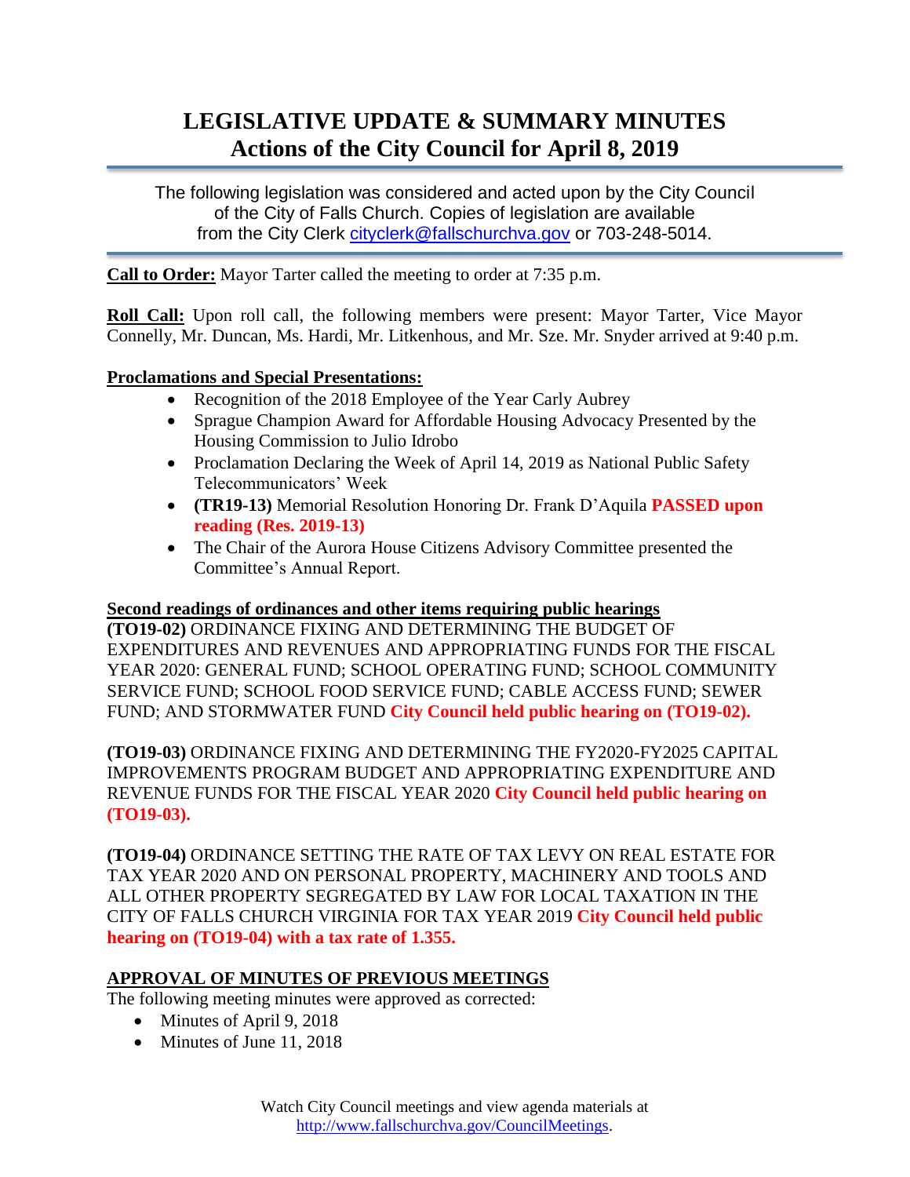# LEGISLATIVE UPDATE & SUMMARY MINUTES
## Actions of the City Council for April 8, 2019

The following legislation was considered and acted upon by the City Council of the City of Falls Church. Copies of legislation are available from the City Clerk cityclerk@fallschurchva.gov or 703-248-5014.

**Call to Order:** Mayor Tarter called the meeting to order at 7:35 p.m.

**Roll Call:** Upon roll call, the following members were present: Mayor Tarter, Vice Mayor Connelly, Mr. Duncan, Ms. Hardi, Mr. Litkenhous, and Mr. Sze. Mr. Snyder arrived at 9:40 p.m.

**Proclamations and Special Presentations:**

- Recognition of the 2018 Employee of the Year Carly Aubrey
- Sprague Champion Award for Affordable Housing Advocacy Presented by the Housing Commission to Julio Idrobo
- Proclamation Declaring the Week of April 14, 2019 as National Public Safety Telecommunicators' Week
- **(TR19-13)** Memorial Resolution Honoring Dr. Frank D'Aquila **PASSED upon reading (Res. 2019-13)**
- The Chair of the Aurora House Citizens Advisory Committee presented the Committee's Annual Report.

**Second readings of ordinances and other items requiring public hearings**

**(TO19-02)** ORDINANCE FIXING AND DETERMINING THE BUDGET OF EXPENDITURES AND REVENUES AND APPROPRIATING FUNDS FOR THE FISCAL YEAR 2020: GENERAL FUND; SCHOOL OPERATING FUND; SCHOOL COMMUNITY SERVICE FUND; SCHOOL FOOD SERVICE FUND; CABLE ACCESS FUND; SEWER FUND; AND STORMWATER FUND **City Council held public hearing on (TO19-02).**

**(TO19-03)** ORDINANCE FIXING AND DETERMINING THE FY2020-FY2025 CAPITAL IMPROVEMENTS PROGRAM BUDGET AND APPROPRIATING EXPENDITURE AND REVENUE FUNDS FOR THE FISCAL YEAR 2020 **City Council held public hearing on (TO19-03).**

**(TO19-04)** ORDINANCE SETTING THE RATE OF TAX LEVY ON REAL ESTATE FOR TAX YEAR 2020 AND ON PERSONAL PROPERTY, MACHINERY AND TOOLS AND ALL OTHER PROPERTY SEGREGATED BY LAW FOR LOCAL TAXATION IN THE CITY OF FALLS CHURCH VIRGINIA FOR TAX YEAR 2019 **City Council held public hearing on (TO19-04) with a tax rate of 1.355.**

**APPROVAL OF MINUTES OF PREVIOUS MEETINGS**

The following meeting minutes were approved as corrected:

- Minutes of April 9, 2018
- Minutes of June 11, 2018

Watch City Council meetings and view agenda materials at http://www.fallschurchva.gov/CouncilMeetings.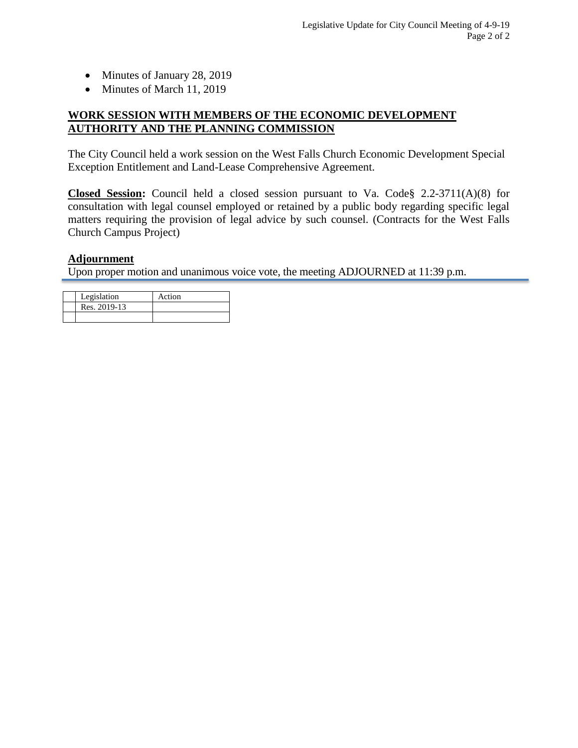- Minutes of January 28, 2019
- Minutes of March 11, 2019

## WORK SESSION WITH MEMBERS OF THE ECONOMIC DEVELOPMENT AUTHORITY AND THE PLANNING COMMISSION

The City Council held a work session on the West Falls Church Economic Development Special Exception Entitlement and Land-Lease Comprehensive Agreement.

**Closed Session:** Council held a closed session pursuant to Va. Code§ 2.2-3711(A)(8) for consultation with legal counsel employed or retained by a public body regarding specific legal matters requiring the provision of legal advice by such counsel. (Contracts for the West Falls Church Campus Project)

**Adjournment**

Upon proper motion and unanimous voice vote, the meeting ADJOURNED at 11:39 p.m.

| | Legislation | Action |
|---|---|---|
| | Res. 2019-13 | |
| | | |